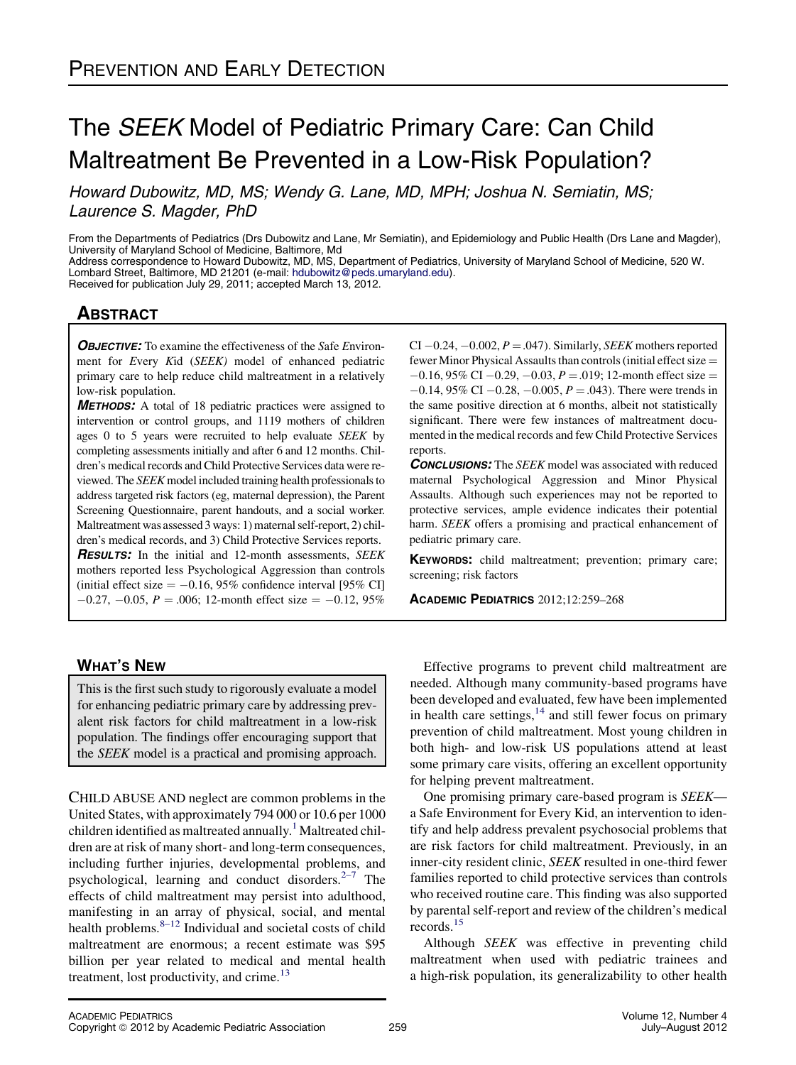PREVENTION AND EARLY DETECTION

# The *SEEK* Model of Pediatric Primary Care: Can Child Maltreatment Be Prevented in a Low-Risk Population?

*Howard Dubowitz, MD, MS; Wendy G. Lane, MD, MPH; Joshua N. Semiatin, MS; Laurence S. Magder, PhD*

From the Departments of Pediatrics (Drs Dubowitz and Lane, Mr Semiatin), and Epidemiology and Public Health (Drs Lane and Magder), University of Maryland School of Medicine, Baltimore, Md
Address correspondence to Howard Dubowitz, MD, MS, Department of Pediatrics, University of Maryland School of Medicine, 520 W. Lombard Street, Baltimore, MD 21201 (e-mail: hdubowitz@peds.umaryland.edu).
Received for publication July 29, 2011; accepted March 13, 2012.

## ABSTRACT

**OBJECTIVE:** To examine the effectiveness of the *S*afe *E*nvironment for *E*very *K*id (*SEEK*) model of enhanced pediatric primary care to help reduce child maltreatment in a relatively low-risk population.

**METHODS:** A total of 18 pediatric practices were assigned to intervention or control groups, and 1119 mothers of children ages 0 to 5 years were recruited to help evaluate *SEEK* by completing assessments initially and after 6 and 12 months. Children's medical records and Child Protective Services data were reviewed. The *SEEK* model included training health professionals to address targeted risk factors (eg, maternal depression), the Parent Screening Questionnaire, parent handouts, and a social worker. Maltreatment was assessed 3 ways: 1) maternal self-report, 2) children's medical records, and 3) Child Protective Services reports.

**RESULTS:** In the initial and 12-month assessments, *SEEK* mothers reported less Psychological Aggression than controls (initial effect size = −0.16, 95% confidence interval [95% CI] −0.27, −0.05, $P = .006$; 12-month effect size = −0.12, 95% CI −0.24, −0.002, $P = .047$). Similarly, *SEEK* mothers reported fewer Minor Physical Assaults than controls (initial effect size = −0.16, 95% CI −0.29, −0.03, $P = .019$; 12-month effect size = −0.14, 95% CI −0.28, −0.005, $P = .043$). There were trends in the same positive direction at 6 months, albeit not statistically significant. There were few instances of maltreatment documented in the medical records and few Child Protective Services reports.

**CONCLUSIONS:** The *SEEK* model was associated with reduced maternal Psychological Aggression and Minor Physical Assaults. Although such experiences may not be reported to protective services, ample evidence indicates their potential harm. *SEEK* offers a promising and practical enhancement of pediatric primary care.

**KEYWORDS:** child maltreatment; prevention; primary care; screening; risk factors

ACADEMIC PEDIATRICS 2012;12:259–268

## WHAT'S NEW

This is the first such study to rigorously evaluate a model for enhancing pediatric primary care by addressing prevalent risk factors for child maltreatment in a low-risk population. The findings offer encouraging support that the *SEEK* model is a practical and promising approach.

CHILD ABUSE AND neglect are common problems in the United States, with approximately 794 000 or 10.6 per 1000 children identified as maltreated annually.[1] Maltreated children are at risk of many short- and long-term consequences, including further injuries, developmental problems, and psychological, learning and conduct disorders.[2–7] The effects of child maltreatment may persist into adulthood, manifesting in an array of physical, social, and mental health problems.[8–12] Individual and societal costs of child maltreatment are enormous; a recent estimate was $95 billion per year related to medical and mental health treatment, lost productivity, and crime.[13]

Effective programs to prevent child maltreatment are needed. Although many community-based programs have been developed and evaluated, few have been implemented in health care settings,[14] and still fewer focus on primary prevention of child maltreatment. Most young children in both high- and low-risk US populations attend at least some primary care visits, offering an excellent opportunity for helping prevent maltreatment.

One promising primary care-based program is *SEEK*—a Safe Environment for Every Kid, an intervention to identify and help address prevalent psychosocial problems that are risk factors for child maltreatment. Previously, in an inner-city resident clinic, *SEEK* resulted in one-third fewer families reported to child protective services than controls who received routine care. This finding was also supported by parental self-report and review of the children's medical records.[15]

Although *SEEK* was effective in preventing child maltreatment when used with pediatric trainees and a high-risk population, its generalizability to other health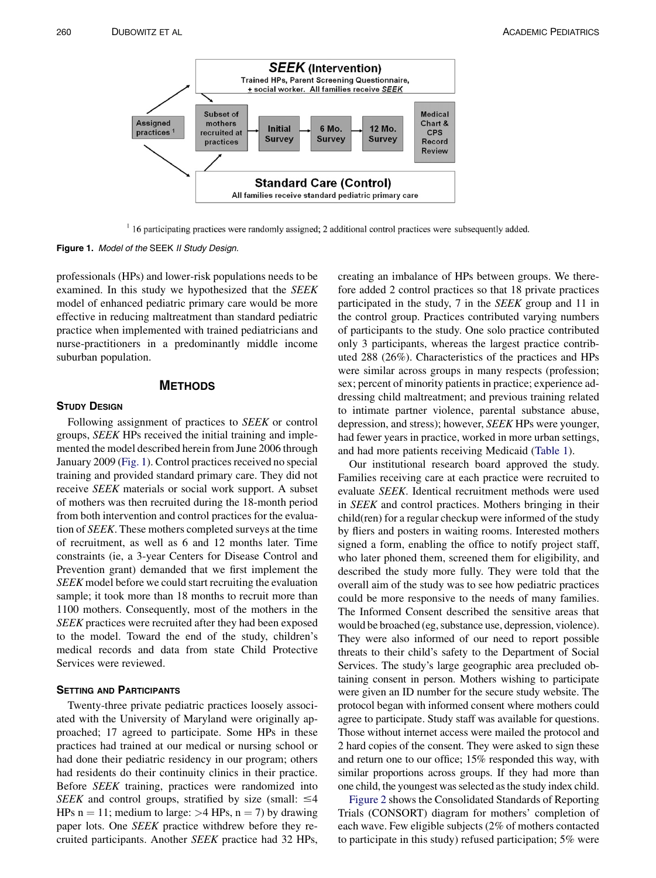SEEK (Intervention) Trained HPs, Parent Screening Questionnaire, + social worker. All families receive SEEK

Assigned practices [1] → Subset of mothers recruited at practices → Initial Survey → 6 Mo. Survey → 12 Mo. Survey → Medical Chart & CPS Record Review

Standard Care (Control) All families receive standard pediatric primary care

[1] 16 participating practices were randomly assigned; 2 additional control practices were subsequently added.

**Figure 1.** *Model of the* SEEK *II Study Design.*

professionals (HPs) and lower-risk populations needs to be examined. In this study we hypothesized that the *SEEK* model of enhanced pediatric primary care would be more effective in reducing maltreatment than standard pediatric practice when implemented with trained pediatricians and nurse-practitioners in a predominantly middle income suburban population.

## Methods

### Study Design

Following assignment of practices to *SEEK* or control groups, *SEEK* HPs received the initial training and implemented the model described herein from June 2006 through January 2009 (Fig. 1). Control practices received no special training and provided standard primary care. They did not receive *SEEK* materials or social work support. A subset of mothers was then recruited during the 18-month period from both intervention and control practices for the evaluation of *SEEK*. These mothers completed surveys at the time of recruitment, as well as 6 and 12 months later. Time constraints (ie, a 3-year Centers for Disease Control and Prevention grant) demanded that we first implement the *SEEK* model before we could start recruiting the evaluation sample; it took more than 18 months to recruit more than 1100 mothers. Consequently, most of the mothers in the *SEEK* practices were recruited after they had been exposed to the model. Toward the end of the study, children's medical records and data from state Child Protective Services were reviewed.

### Setting and Participants

Twenty-three private pediatric practices loosely associated with the University of Maryland were originally approached; 17 agreed to participate. Some HPs in these practices had trained at our medical or nursing school or had done their pediatric residency in our program; others had residents do their continuity clinics in their practice. Before *SEEK* training, practices were randomized into *SEEK* and control groups, stratified by size (small: $\leq 4$ HPs $n = 11$; medium to large: $>4$ HPs, $n = 7$) by drawing paper lots. One *SEEK* practice withdrew before they recruited participants. Another *SEEK* practice had 32 HPs, creating an imbalance of HPs between groups. We therefore added 2 control practices so that 18 private practices participated in the study, 7 in the *SEEK* group and 11 in the control group. Practices contributed varying numbers of participants to the study. One solo practice contributed only 3 participants, whereas the largest practice contributed 288 (26%). Characteristics of the practices and HPs were similar across groups in many respects (profession; sex; percent of minority patients in practice; experience addressing child maltreatment; and previous training related to intimate partner violence, parental substance abuse, depression, and stress); however, *SEEK* HPs were younger, had fewer years in practice, worked in more urban settings, and had more patients receiving Medicaid (Table 1).

Our institutional research board approved the study. Families receiving care at each practice were recruited to evaluate *SEEK*. Identical recruitment methods were used in *SEEK* and control practices. Mothers bringing in their child(ren) for a regular checkup were informed of the study by fliers and posters in waiting rooms. Interested mothers signed a form, enabling the office to notify project staff, who later phoned them, screened them for eligibility, and described the study more fully. They were told that the overall aim of the study was to see how pediatric practices could be more responsive to the needs of many families. The Informed Consent described the sensitive areas that would be broached (eg, substance use, depression, violence). They were also informed of our need to report possible threats to their child's safety to the Department of Social Services. The study's large geographic area precluded obtaining consent in person. Mothers wishing to participate were given an ID number for the secure study website. The protocol began with informed consent where mothers could agree to participate. Study staff was available for questions. Those without internet access were mailed the protocol and 2 hard copies of the consent. They were asked to sign these and return one to our office; 15% responded this way, with similar proportions across groups. If they had more than one child, the youngest was selected as the study index child.

Figure 2 shows the Consolidated Standards of Reporting Trials (CONSORT) diagram for mothers' completion of each wave. Few eligible subjects (2% of mothers contacted to participate in this study) refused participation; 5% were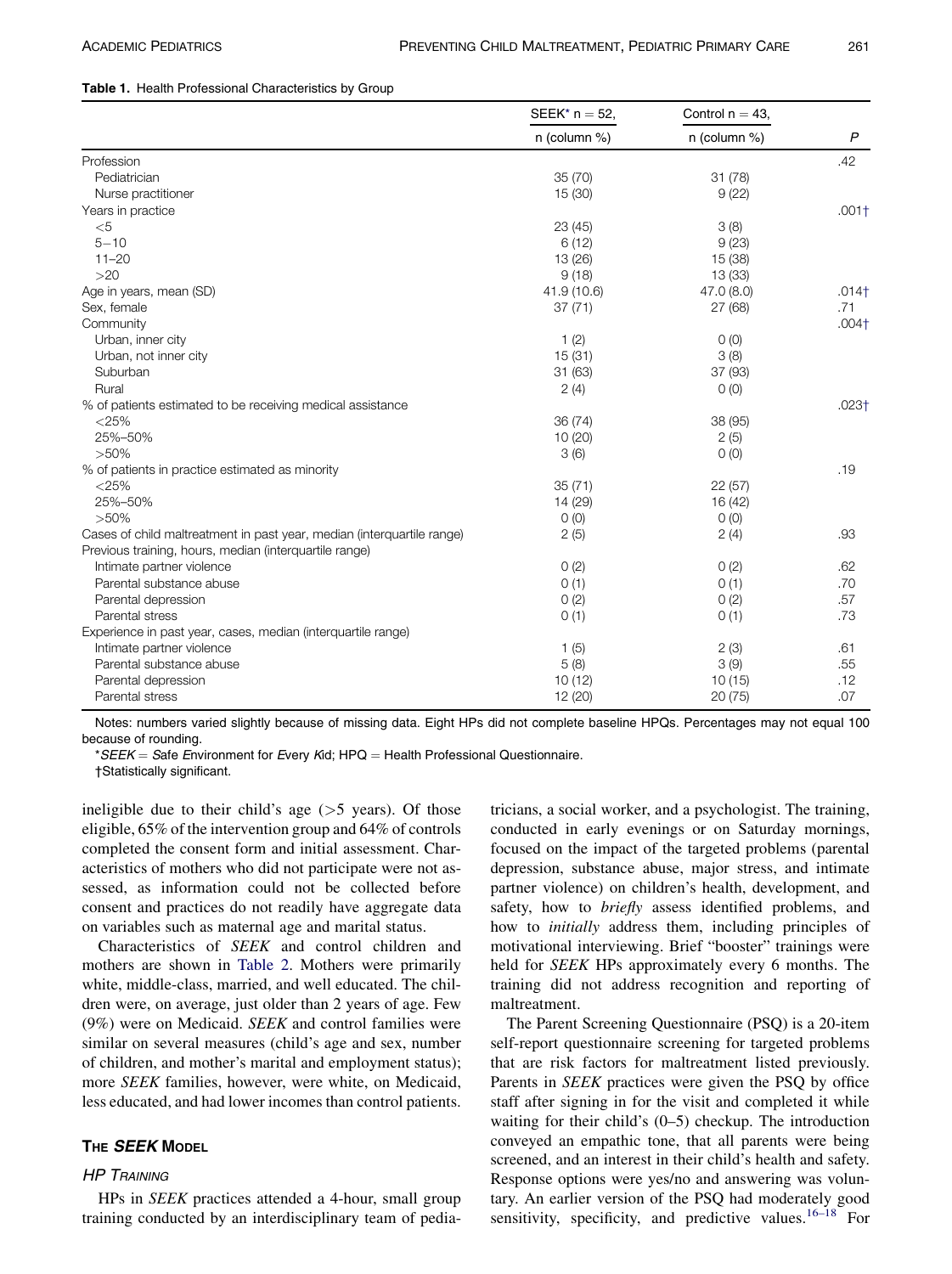**Table 1.** Health Professional Characteristics by Group

| | SEEK* n = 52, n (column %) | Control n = 43, n (column %) | *P* |
|---|---|---|---|
| Profession | | | .42 |
| Pediatrician | 35 (70) | 31 (78) | |
| Nurse practitioner | 15 (30) | 9 (22) | |
| Years in practice | | | .001† |
| <5 | 23 (45) | 3 (8) | |
| 5–10 | 6 (12) | 9 (23) | |
| 11–20 | 13 (26) | 15 (38) | |
| >20 | 9 (18) | 13 (33) | |
| Age in years, mean (SD) | 41.9 (10.6) | 47.0 (8.0) | .014† |
| Sex, female | 37 (71) | 27 (68) | .71 |
| Community | | | .004† |
| Urban, inner city | 1 (2) | 0 (0) | |
| Urban, not inner city | 15 (31) | 3 (8) | |
| Suburban | 31 (63) | 37 (93) | |
| Rural | 2 (4) | 0 (0) | |
| % of patients estimated to be receiving medical assistance | | | .023† |
| <25% | 36 (74) | 38 (95) | |
| 25%–50% | 10 (20) | 2 (5) | |
| >50% | 3 (6) | 0 (0) | |
| % of patients in practice estimated as minority | | | .19 |
| <25% | 35 (71) | 22 (57) | |
| 25%–50% | 14 (29) | 16 (42) | |
| >50% | 0 (0) | 0 (0) | |
| Cases of child maltreatment in past year, median (interquartile range) | 2 (5) | 2 (4) | .93 |
| Previous training, hours, median (interquartile range) | | | |
| Intimate partner violence | 0 (2) | 0 (2) | .62 |
| Parental substance abuse | 0 (1) | 0 (1) | .70 |
| Parental depression | 0 (2) | 0 (2) | .57 |
| Parental stress | 0 (1) | 0 (1) | .73 |
| Experience in past year, cases, median (interquartile range) | | | |
| Intimate partner violence | 1 (5) | 2 (3) | .61 |
| Parental substance abuse | 5 (8) | 3 (9) | .55 |
| Parental depression | 10 (12) | 10 (15) | .12 |
| Parental stress | 12 (20) | 20 (75) | .07 |

Notes: numbers varied slightly because of missing data. Eight HPs did not complete baseline HPQs. Percentages may not equal 100 because of rounding.

\**SEEK* = *S*afe *E*nvironment for *E*very *K*id; HPQ = Health Professional Questionnaire.

†Statistically significant.

ineligible due to their child's age (>5 years). Of those eligible, 65% of the intervention group and 64% of controls completed the consent form and initial assessment. Characteristics of mothers who did not participate were not assessed, as information could not be collected before consent and practices do not readily have aggregate data on variables such as maternal age and marital status.

Characteristics of *SEEK* and control children and mothers are shown in Table 2. Mothers were primarily white, middle-class, married, and well educated. The children were, on average, just older than 2 years of age. Few (9%) were on Medicaid. *SEEK* and control families were similar on several measures (child's age and sex, number of children, and mother's marital and employment status); more *SEEK* families, however, were white, on Medicaid, less educated, and had lower incomes than control patients.

## The *SEEK* Model

### HP Training

HPs in *SEEK* practices attended a 4-hour, small group training conducted by an interdisciplinary team of pediatricians, a social worker, and a psychologist. The training, conducted in early evenings or on Saturday mornings, focused on the impact of the targeted problems (parental depression, substance abuse, major stress, and intimate partner violence) on children's health, development, and safety, how to *briefly* assess identified problems, and how to *initially* address them, including principles of motivational interviewing. Brief "booster" trainings were held for *SEEK* HPs approximately every 6 months. The training did not address recognition and reporting of maltreatment.

The Parent Screening Questionnaire (PSQ) is a 20-item self-report questionnaire screening for targeted problems that are risk factors for maltreatment listed previously. Parents in *SEEK* practices were given the PSQ by office staff after signing in for the visit and completed it while waiting for their child's (0–5) checkup. The introduction conveyed an empathic tone, that all parents were being screened, and an interest in their child's health and safety. Response options were yes/no and answering was voluntary. An earlier version of the PSQ had moderately good sensitivity, specificity, and predictive values.[16–18] For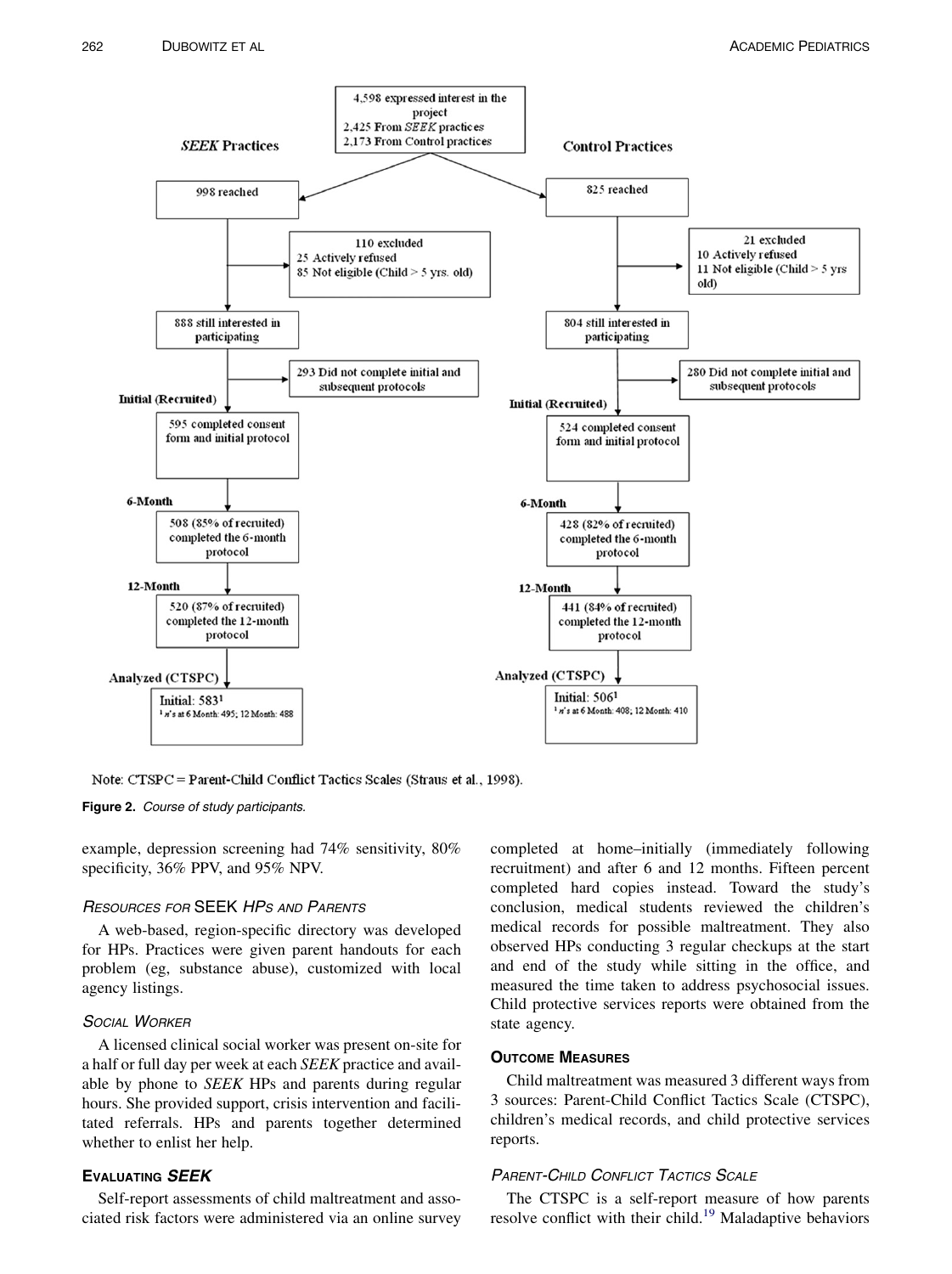4,598 expressed interest in the project
2,425 From *SEEK* practices
2,173 From Control practices

**SEEK Practices**

998 reached

110 excluded
25 Actively refused
85 Not eligible (Child > 5 yrs. old)

888 still interested in participating

293 Did not complete initial and subsequent protocols

**Initial (Recruited)**

595 completed consent form and initial protocol

**6-Month**

508 (85% of recruited) completed the 6-month protocol

**12-Month**

520 (87% of recruited) completed the 12-month protocol

**Analyzed (CTSPC)**

Initial: 583[1]
[1] n's at 6 Month: 495; 12 Month: 488

**Control Practices**

825 reached

21 excluded
10 Actively refused
11 Not eligible (Child > 5 yrs old)

804 still interested in participating

280 Did not complete initial and subsequent protocols

**Initial (Recruited)**

524 completed consent form and initial protocol

**6-Month**

428 (82% of recruited) completed the 6-month protocol

**12-Month**

441 (84% of recruited) completed the 12-month protocol

**Analyzed (CTSPC)**

Initial: 506[1]
[1] n's at 6 Month: 408; 12 Month: 410

Note: CTSPC = Parent-Child Conflict Tactics Scales (Straus et al., 1998).

**Figure 2.** *Course of study participants.*

example, depression screening had 74% sensitivity, 80% specificity, 36% PPV, and 95% NPV.

### *Resources for* SEEK *HPs and Parents*

A web-based, region-specific directory was developed for HPs. Practices were given parent handouts for each problem (eg, substance abuse), customized with local agency listings.

### *Social Worker*

A licensed clinical social worker was present on-site for a half or full day per week at each *SEEK* practice and available by phone to *SEEK* HPs and parents during regular hours. She provided support, crisis intervention and facilitated referrals. HPs and parents together determined whether to enlist her help.

## Evaluating *SEEK*

Self-report assessments of child maltreatment and associated risk factors were administered via an online survey completed at home–initially (immediately following recruitment) and after 6 and 12 months. Fifteen percent completed hard copies instead. Toward the study's conclusion, medical students reviewed the children's medical records for possible maltreatment. They also observed HPs conducting 3 regular checkups at the start and end of the study while sitting in the office, and measured the time taken to address psychosocial issues. Child protective services reports were obtained from the state agency.

## Outcome Measures

Child maltreatment was measured 3 different ways from 3 sources: Parent-Child Conflict Tactics Scale (CTSPC), children's medical records, and child protective services reports.

### *Parent-Child Conflict Tactics Scale*

The CTSPC is a self-report measure of how parents resolve conflict with their child.[19] Maladaptive behaviors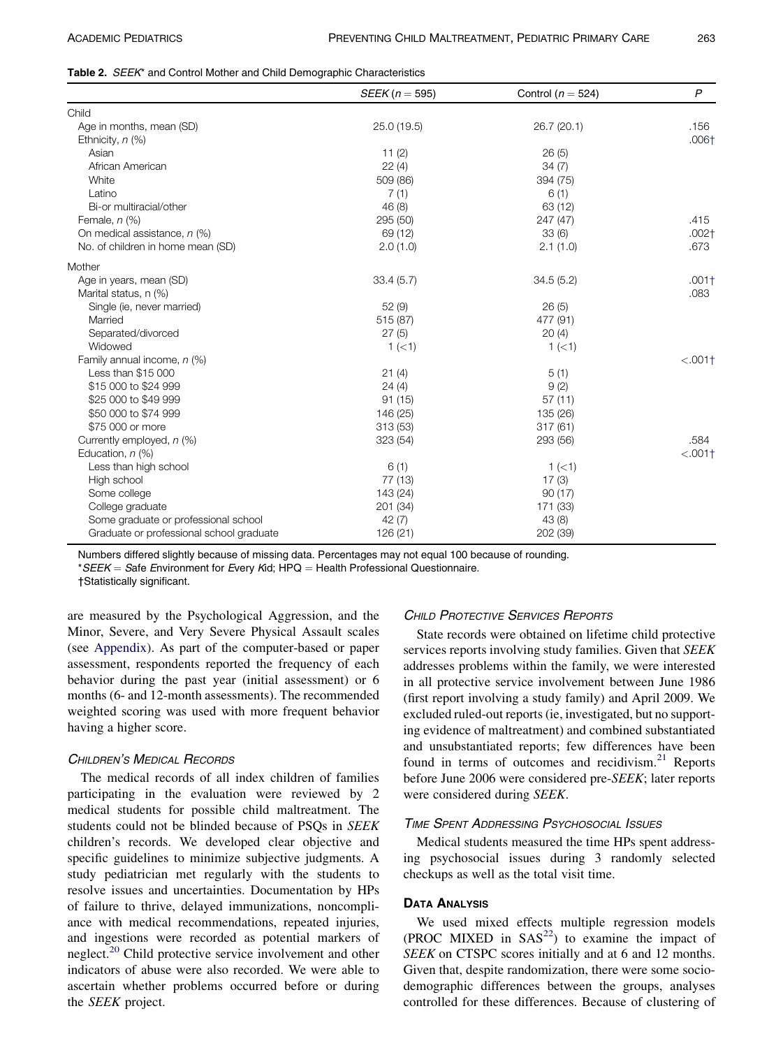**Table 2.** *SEEK*\* and Control Mother and Child Demographic Characteristics

| | *SEEK* (*n* = 595) | Control (*n* = 524) | *P* |
|---|---|---|---|
| Child | | | |
| Age in months, mean (SD) | 25.0 (19.5) | 26.7 (20.1) | .156 |
| Ethnicity, *n* (%) | | | .006† |
| Asian | 11 (2) | 26 (5) | |
| African American | 22 (4) | 34 (7) | |
| White | 509 (86) | 394 (75) | |
| Latino | 7 (1) | 6 (1) | |
| Bi-or multiracial/other | 46 (8) | 63 (12) | |
| Female, *n* (%) | 295 (50) | 247 (47) | .415 |
| On medical assistance, *n* (%) | 69 (12) | 33 (6) | .002† |
| No. of children in home mean (SD) | 2.0 (1.0) | 2.1 (1.0) | .673 |
| Mother | | | |
| Age in years, mean (SD) | 33.4 (5.7) | 34.5 (5.2) | .001† |
| Marital status, n (%) | | | .083 |
| Single (ie, never married) | 52 (9) | 26 (5) | |
| Married | 515 (87) | 477 (91) | |
| Separated/divorced | 27 (5) | 20 (4) | |
| Widowed | 1 (<1) | 1 (<1) | |
| Family annual income, *n* (%) | | | <.001† |
| Less than $15 000 | 21 (4) | 5 (1) | |
| $15 000 to $24 999 | 24 (4) | 9 (2) | |
| $25 000 to $49 999 | 91 (15) | 57 (11) | |
| $50 000 to $74 999 | 146 (25) | 135 (26) | |
| $75 000 or more | 313 (53) | 317 (61) | |
| Currently employed, *n* (%) | 323 (54) | 293 (56) | .584 |
| Education, *n* (%) | | | <.001† |
| Less than high school | 6 (1) | 1 (<1) | |
| High school | 77 (13) | 17 (3) | |
| Some college | 143 (24) | 90 (17) | |
| College graduate | 201 (34) | 171 (33) | |
| Some graduate or professional school | 42 (7) | 43 (8) | |
| Graduate or professional school graduate | 126 (21) | 202 (39) | |

Numbers differed slightly because of missing data. Percentages may not equal 100 because of rounding.

\**SEEK* = *S*afe *E*nvironment for *E*very *K*id; HPQ = Health Professional Questionnaire.

†Statistically significant.

are measured by the Psychological Aggression, and the Minor, Severe, and Very Severe Physical Assault scales (see Appendix). As part of the computer-based or paper assessment, respondents reported the frequency of each behavior during the past year (initial assessment) or 6 months (6- and 12-month assessments). The recommended weighted scoring was used with more frequent behavior having a higher score.

### *Children's Medical Records*

The medical records of all index children of families participating in the evaluation were reviewed by 2 medical students for possible child maltreatment. The students could not be blinded because of PSQs in *SEEK* children's records. We developed clear objective and specific guidelines to minimize subjective judgments. A study pediatrician met regularly with the students to resolve issues and uncertainties. Documentation by HPs of failure to thrive, delayed immunizations, noncompliance with medical recommendations, repeated injuries, and ingestions were recorded as potential markers of neglect.[20] Child protective service involvement and other indicators of abuse were also recorded. We were able to ascertain whether problems occurred before or during the *SEEK* project.

### *Child Protective Services Reports*

State records were obtained on lifetime child protective services reports involving study families. Given that *SEEK* addresses problems within the family, we were interested in all protective service involvement between June 1986 (first report involving a study family) and April 2009. We excluded ruled-out reports (ie, investigated, but no supporting evidence of maltreatment) and combined substantiated and unsubstantiated reports; few differences have been found in terms of outcomes and recidivism.[21] Reports before June 2006 were considered pre-*SEEK*; later reports were considered during *SEEK*.

### *Time Spent Addressing Psychosocial Issues*

Medical students measured the time HPs spent addressing psychosocial issues during 3 randomly selected checkups as well as the total visit time.

## Data Analysis

We used mixed effects multiple regression models (PROC MIXED in SAS[22]) to examine the impact of *SEEK* on CTSPC scores initially and at 6 and 12 months. Given that, despite randomization, there were some sociodemographic differences between the groups, analyses controlled for these differences. Because of clustering of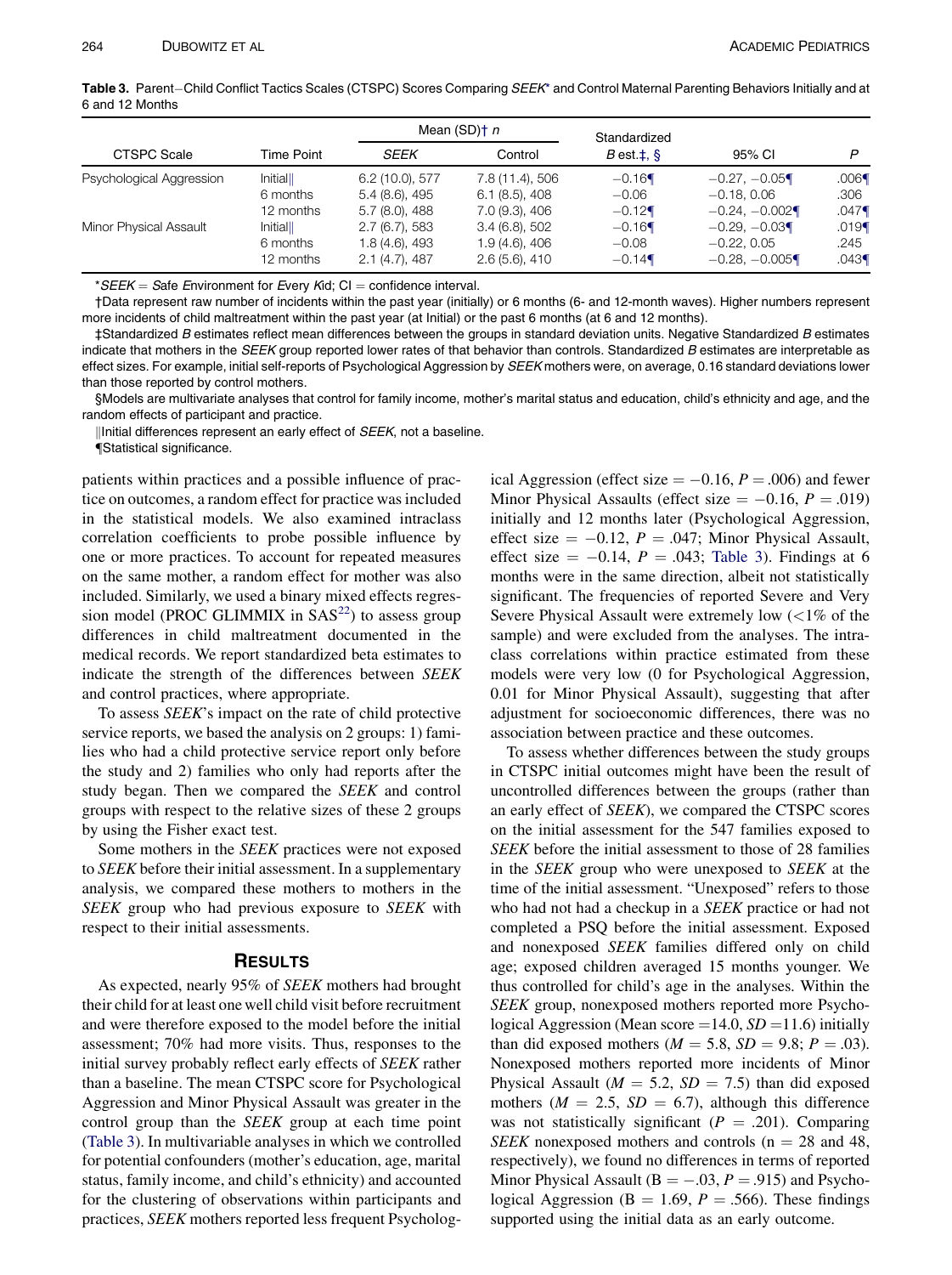**Table 3.** Parent–Child Conflict Tactics Scales (CTSPC) Scores Comparing *SEEK*\* and Control Maternal Parenting Behaviors Initially and at 6 and 12 Months

| CTSPC Scale | Time Point | Mean (SD)† n | | Standardized | 95% CI | P |
|---|---|---|---|---|---|---|
| | | *SEEK* | Control | *B* est.‡, § | | |
| Psychological Aggression | Initial‖ | 6.2 (10.0), 577 | 7.8 (11.4), 506 | −0.16¶ | −0.27, −0.05¶ | .006¶ |
| | 6 months | 5.4 (8.6), 495 | 6.1 (8.5), 408 | −0.06 | −0.18, 0.06 | .306 |
| | 12 months | 5.7 (8.0), 488 | 7.0 (9.3), 406 | −0.12¶ | −0.24, −0.002¶ | .047¶ |
| Minor Physical Assault | Initial‖ | 2.7 (6.7), 583 | 3.4 (6.8), 502 | −0.16¶ | −0.29, −0.03¶ | .019¶ |
| | 6 months | 1.8 (4.6), 493 | 1.9 (4.6), 406 | −0.08 | −0.22, 0.05 | .245 |
| | 12 months | 2.1 (4.7), 487 | 2.6 (5.6), 410 | −0.14¶ | −0.28, −0.005¶ | .043¶ |

\**SEEK* = *S*afe *E*nvironment for *E*very *K*id; CI = confidence interval.

†Data represent raw number of incidents within the past year (initially) or 6 months (6- and 12-month waves). Higher numbers represent more incidents of child maltreatment within the past year (at Initial) or the past 6 months (at 6 and 12 months).

‡Standardized *B* estimates reflect mean differences between the groups in standard deviation units. Negative Standardized *B* estimates indicate that mothers in the *SEEK* group reported lower rates of that behavior than controls. Standardized *B* estimates are interpretable as effect sizes. For example, initial self-reports of Psychological Aggression by *SEEK* mothers were, on average, 0.16 standard deviations lower than those reported by control mothers.

§Models are multivariate analyses that control for family income, mother's marital status and education, child's ethnicity and age, and the random effects of participant and practice.

‖Initial differences represent an early effect of *SEEK*, not a baseline.

¶Statistical significance.

patients within practices and a possible influence of practice on outcomes, a random effect for practice was included in the statistical models. We also examined intraclass correlation coefficients to probe possible influence by one or more practices. To account for repeated measures on the same mother, a random effect for mother was also included. Similarly, we used a binary mixed effects regression model (PROC GLIMMIX in SAS[22]) to assess group differences in child maltreatment documented in the medical records. We report standardized beta estimates to indicate the strength of the differences between *SEEK* and control practices, where appropriate.

To assess *SEEK*'s impact on the rate of child protective service reports, we based the analysis on 2 groups: 1) families who had a child protective service report only before the study and 2) families who only had reports after the study began. Then we compared the *SEEK* and control groups with respect to the relative sizes of these 2 groups by using the Fisher exact test.

Some mothers in the *SEEK* practices were not exposed to *SEEK* before their initial assessment. In a supplementary analysis, we compared these mothers to mothers in the *SEEK* group who had previous exposure to *SEEK* with respect to their initial assessments.

## Results

As expected, nearly 95% of *SEEK* mothers had brought their child for at least one well child visit before recruitment and were therefore exposed to the model before the initial assessment; 70% had more visits. Thus, responses to the initial survey probably reflect early effects of *SEEK* rather than a baseline. The mean CTSPC score for Psychological Aggression and Minor Physical Assault was greater in the control group than the *SEEK* group at each time point (Table 3). In multivariable analyses in which we controlled for potential confounders (mother's education, age, marital status, family income, and child's ethnicity) and accounted for the clustering of observations within participants and practices, *SEEK* mothers reported less frequent Psychological Aggression (effect size = −0.16, $P = .006$) and fewer Minor Physical Assaults (effect size = −0.16, $P = .019$) initially and 12 months later (Psychological Aggression, effect size = −0.12, $P = .047$; Minor Physical Assault, effect size = −0.14, $P = .043$; Table 3). Findings at 6 months were in the same direction, albeit not statistically significant. The frequencies of reported Severe and Very Severe Physical Assault were extremely low (<1% of the sample) and were excluded from the analyses. The intraclass correlations within practice estimated from these models were very low (0 for Psychological Aggression, 0.01 for Minor Physical Assault), suggesting that after adjustment for socioeconomic differences, there was no association between practice and these outcomes.

To assess whether differences between the study groups in CTSPC initial outcomes might have been the result of uncontrolled differences between the groups (rather than an early effect of *SEEK*), we compared the CTSPC scores on the initial assessment for the 547 families exposed to *SEEK* before the initial assessment to those of 28 families in the *SEEK* group who were unexposed to *SEEK* at the time of the initial assessment. "Unexposed" refers to those who had not had a checkup in a *SEEK* practice or had not completed a PSQ before the initial assessment. Exposed and nonexposed *SEEK* families differed only on child age; exposed children averaged 15 months younger. We thus controlled for child's age in the analyses. Within the *SEEK* group, nonexposed mothers reported more Psychological Aggression (Mean score =14.0, $SD$ =11.6) initially than did exposed mothers ($M = 5.8$, $SD = 9.8$; $P = .03$). Nonexposed mothers reported more incidents of Minor Physical Assault ($M = 5.2$, $SD = 7.5$) than did exposed mothers ($M = 2.5$, $SD = 6.7$), although this difference was not statistically significant ($P = .201$). Comparing *SEEK* nonexposed mothers and controls (n = 28 and 48, respectively), we found no differences in terms of reported Minor Physical Assault (B = −.03, $P = .915$) and Psychological Aggression (B = 1.69, $P = .566$). These findings supported using the initial data as an early outcome.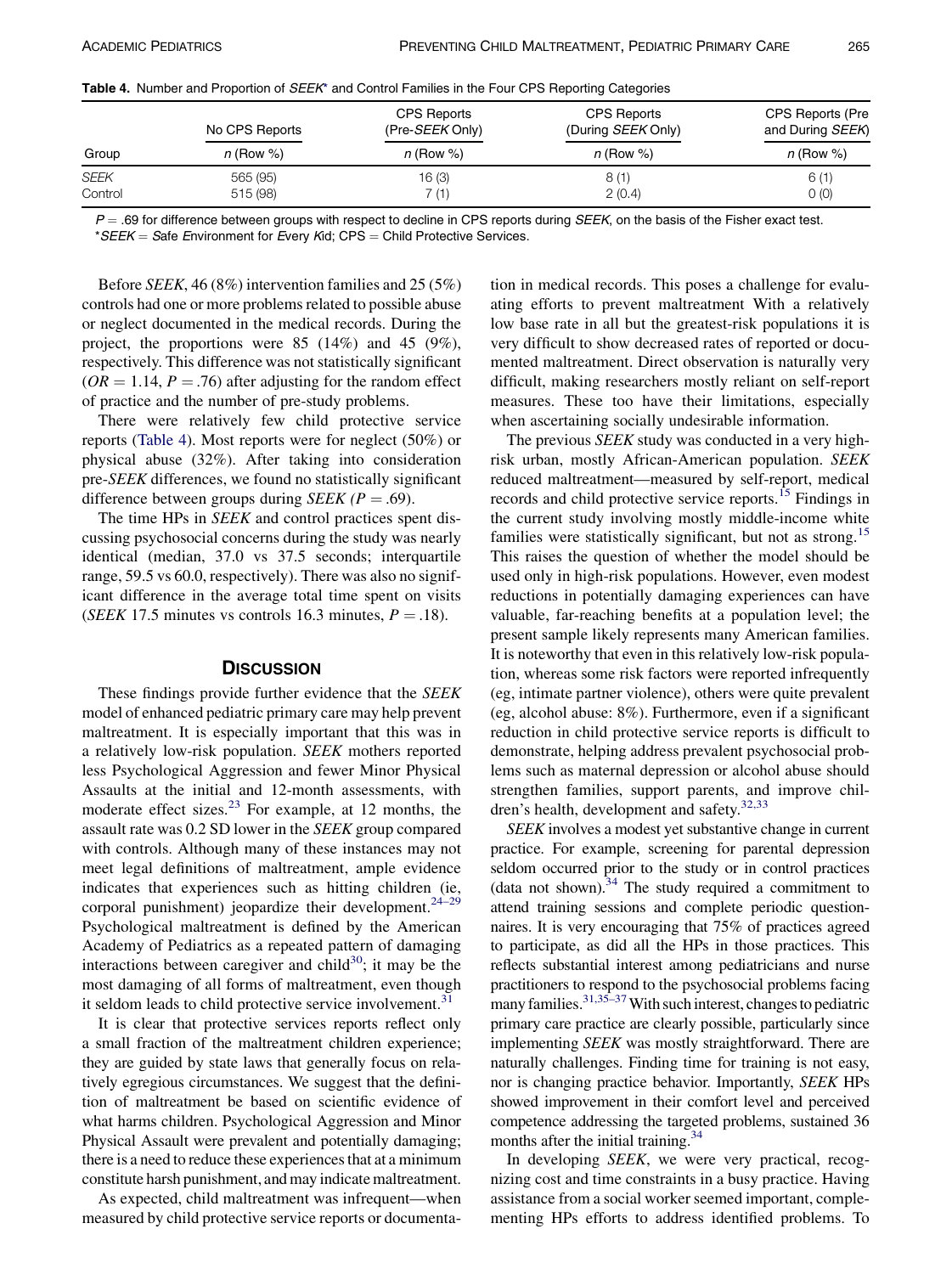**Table 4.** Number and Proportion of *SEEK** and Control Families in the Four CPS Reporting Categories

| Group | No CPS Reports | CPS Reports (Pre-*SEEK* Only) | CPS Reports (During *SEEK* Only) | CPS Reports (Pre and During *SEEK*) |
|---|---|---|---|---|
| | *n* (Row %) | *n* (Row %) | *n* (Row %) | *n* (Row %) |
| *SEEK* | 565 (95) | 16 (3) | 8 (1) | 6 (1) |
| Control | 515 (98) | 7 (1) | 2 (0.4) | 0 (0) |

$P = .69$ for difference between groups with respect to decline in CPS reports during *SEEK*, on the basis of the Fisher exact test.
**SEEK* = *S*afe *E*nvironment for *E*very *K*id; CPS = Child Protective Services.

Before *SEEK*, 46 (8%) intervention families and 25 (5%) controls had one or more problems related to possible abuse or neglect documented in the medical records. During the project, the proportions were 85 (14%) and 45 (9%), respectively. This difference was not statistically significant ($OR = 1.14$, $P = .76$) after adjusting for the random effect of practice and the number of pre-study problems.

There were relatively few child protective service reports (Table 4). Most reports were for neglect (50%) or physical abuse (32%). After taking into consideration pre-*SEEK* differences, we found no statistically significant difference between groups during *SEEK* ($P = .69$).

The time HPs in *SEEK* and control practices spent discussing psychosocial concerns during the study was nearly identical (median, 37.0 vs 37.5 seconds; interquartile range, 59.5 vs 60.0, respectively). There were also no significant difference in the average total time spent on visits (*SEEK* 17.5 minutes vs controls 16.3 minutes, $P = .18$).

## Discussion

These findings provide further evidence that the *SEEK* model of enhanced pediatric primary care may help prevent maltreatment. It is especially important that this was in a relatively low-risk population. *SEEK* mothers reported less Psychological Aggression and fewer Minor Physical Assaults at the initial and 12-month assessments, with moderate effect sizes.[23] For example, at 12 months, the assault rate was 0.2 SD lower in the *SEEK* group compared with controls. Although many of these instances may not meet legal definitions of maltreatment, ample evidence indicates that experiences such as hitting children (ie, corporal punishment) jeopardize their development.[24–29] Psychological maltreatment is defined by the American Academy of Pediatrics as a repeated pattern of damaging interactions between caregiver and child[30]; it may be the most damaging of all forms of maltreatment, even though it seldom leads to child protective service involvement.[31]

It is clear that protective services reports reflect only a small fraction of the maltreatment children experience; they are guided by state laws that generally focus on relatively egregious circumstances. We suggest that the definition of maltreatment be based on scientific evidence of what harms children. Psychological Aggression and Minor Physical Assault were prevalent and potentially damaging; there is a need to reduce these experiences that at a minimum constitute harsh punishment, and may indicate maltreatment.

As expected, child maltreatment was infrequent—when measured by child protective service reports or documentation in medical records. This poses a challenge for evaluating efforts to prevent maltreatment With a relatively low base rate in all but the greatest-risk populations it is very difficult to show decreased rates of reported or documented maltreatment. Direct observation is naturally very difficult, making researchers mostly reliant on self-report measures. These too have their limitations, especially when ascertaining socially undesirable information.

The previous *SEEK* study was conducted in a very high-risk urban, mostly African-American population. *SEEK* reduced maltreatment—measured by self-report, medical records and child protective service reports.[15] Findings in the current study involving mostly middle-income white families were statistically significant, but not as strong.[15] This raises the question of whether the model should be used only in high-risk populations. However, even modest reductions in potentially damaging experiences can have valuable, far-reaching benefits at a population level; the present sample likely represents many American families. It is noteworthy that even in this relatively low-risk population, whereas some risk factors were reported infrequently (eg, intimate partner violence), others were quite prevalent (eg, alcohol abuse: 8%). Furthermore, even if a significant reduction in child protective service reports is difficult to demonstrate, helping address prevalent psychosocial problems such as maternal depression or alcohol abuse should strengthen families, support parents, and improve children's health, development and safety.[32,33]

*SEEK* involves a modest yet substantive change in current practice. For example, screening for parental depression seldom occurred prior to the study or in control practices (data not shown).[34] The study required a commitment to attend training sessions and complete periodic questionnaires. It is very encouraging that 75% of practices agreed to participate, as did all the HPs in those practices. This reflects substantial interest among pediatricians and nurse practitioners to respond to the psychosocial problems facing many families.[31,35–37] With such interest, changes to pediatric primary care practice are clearly possible, particularly since implementing *SEEK* was mostly straightforward. There are naturally challenges. Finding time for training is not easy, nor is changing practice behavior. Importantly, *SEEK* HPs showed improvement in their comfort level and perceived competence addressing the targeted problems, sustained 36 months after the initial training.[34]

In developing *SEEK*, we were very practical, recognizing cost and time constraints in a busy practice. Having assistance from a social worker seemed important, complementing HPs efforts to address identified problems. To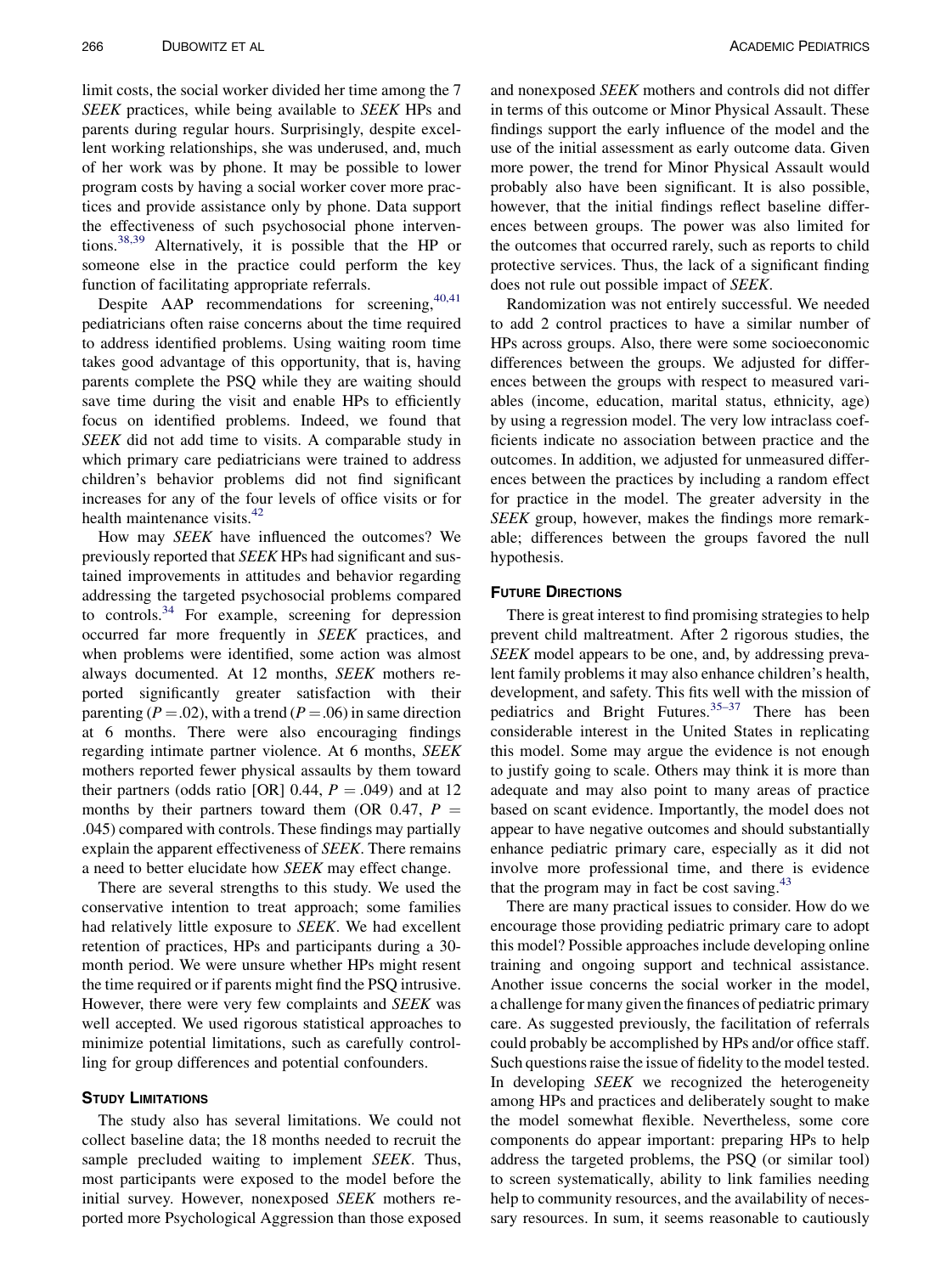limit costs, the social worker divided her time among the 7 *SEEK* practices, while being available to *SEEK* HPs and parents during regular hours. Surprisingly, despite excellent working relationships, she was underused, and, much of her work was by phone. It may be possible to lower program costs by having a social worker cover more practices and provide assistance only by phone. Data support the effectiveness of such psychosocial phone interventions.[38,39] Alternatively, it is possible that the HP or someone else in the practice could perform the key function of facilitating appropriate referrals.

Despite AAP recommendations for screening,[40,41] pediatricians often raise concerns about the time required to address identified problems. Using waiting room time takes good advantage of this opportunity, that is, having parents complete the PSQ while they are waiting should save time during the visit and enable HPs to efficiently focus on identified problems. Indeed, we found that *SEEK* did not add time to visits. A comparable study in which primary care pediatricians were trained to address children's behavior problems did not find significant increases for any of the four levels of office visits or for health maintenance visits.[42]

How may *SEEK* have influenced the outcomes? We previously reported that *SEEK* HPs had significant and sustained improvements in attitudes and behavior regarding addressing the targeted psychosocial problems compared to controls.[34] For example, screening for depression occurred far more frequently in *SEEK* practices, and when problems were identified, some action was almost always documented. At 12 months, *SEEK* mothers reported significantly greater satisfaction with their parenting ($P = .02$), with a trend ($P = .06$) in same direction at 6 months. There were also encouraging findings regarding intimate partner violence. At 6 months, *SEEK* mothers reported fewer physical assaults by them toward their partners (odds ratio [OR] 0.44, $P = .049$) and at 12 months by their partners toward them (OR 0.47, $P = .045$) compared with controls. These findings may partially explain the apparent effectiveness of *SEEK*. There remains a need to better elucidate how *SEEK* may effect change.

There are several strengths to this study. We used the conservative intention to treat approach; some families had relatively little exposure to *SEEK*. We had excellent retention of practices, HPs and participants during a 30-month period. We were unsure whether HPs might resent the time required or if parents might find the PSQ intrusive. However, there were very few complaints and *SEEK* was well accepted. We used rigorous statistical approaches to minimize potential limitations, such as carefully controlling for group differences and potential confounders.

## Study Limitations

The study also has several limitations. We could not collect baseline data; the 18 months needed to recruit the sample precluded waiting to implement *SEEK*. Thus, most participants were exposed to the model before the initial survey. However, nonexposed *SEEK* mothers reported more Psychological Aggression than those exposed and nonexposed *SEEK* mothers and controls did not differ in terms of this outcome or Minor Physical Assault. These findings support the early influence of the model and the use of the initial assessment as early outcome data. Given more power, the trend for Minor Physical Assault would probably also have been significant. It is also possible, however, that the initial findings reflect baseline differences between groups. The power was also limited for the outcomes that occurred rarely, such as reports to child protective services. Thus, the lack of a significant finding does not rule out possible impact of *SEEK*.

Randomization was not entirely successful. We needed to add 2 control practices to have a similar number of HPs across groups. Also, there were some socioeconomic differences between the groups. We adjusted for differences between the groups with respect to measured variables (income, education, marital status, ethnicity, age) by using a regression model. The very low intraclass coefficients indicate no association between practice and the outcomes. In addition, we adjusted for unmeasured differences between the practices by including a random effect for practice in the model. The greater adversity in the *SEEK* group, however, makes the findings more remarkable; differences between the groups favored the null hypothesis.

## Future Directions

There is great interest to find promising strategies to help prevent child maltreatment. After 2 rigorous studies, the *SEEK* model appears to be one, and, by addressing prevalent family problems it may also enhance children's health, development, and safety. This fits well with the mission of pediatrics and Bright Futures.[35–37] There has been considerable interest in the United States in replicating this model. Some may argue the evidence is not enough to justify going to scale. Others may think it is more than adequate and may also point to many areas of practice based on scant evidence. Importantly, the model does not appear to have negative outcomes and should substantially enhance pediatric primary care, especially as it did not involve more professional time, and there is evidence that the program may in fact be cost saving.[43]

There are many practical issues to consider. How do we encourage those providing pediatric primary care to adopt this model? Possible approaches include developing online training and ongoing support and technical assistance. Another issue concerns the social worker in the model, a challenge for many given the finances of pediatric primary care. As suggested previously, the facilitation of referrals could probably be accomplished by HPs and/or office staff. Such questions raise the issue of fidelity to the model tested. In developing *SEEK* we recognized the heterogeneity among HPs and practices and deliberately sought to make the model somewhat flexible. Nevertheless, some core components do appear important: preparing HPs to help address the targeted problems, the PSQ (or similar tool) to screen systematically, ability to link families needing help to community resources, and the availability of necessary resources. In sum, it seems reasonable to cautiously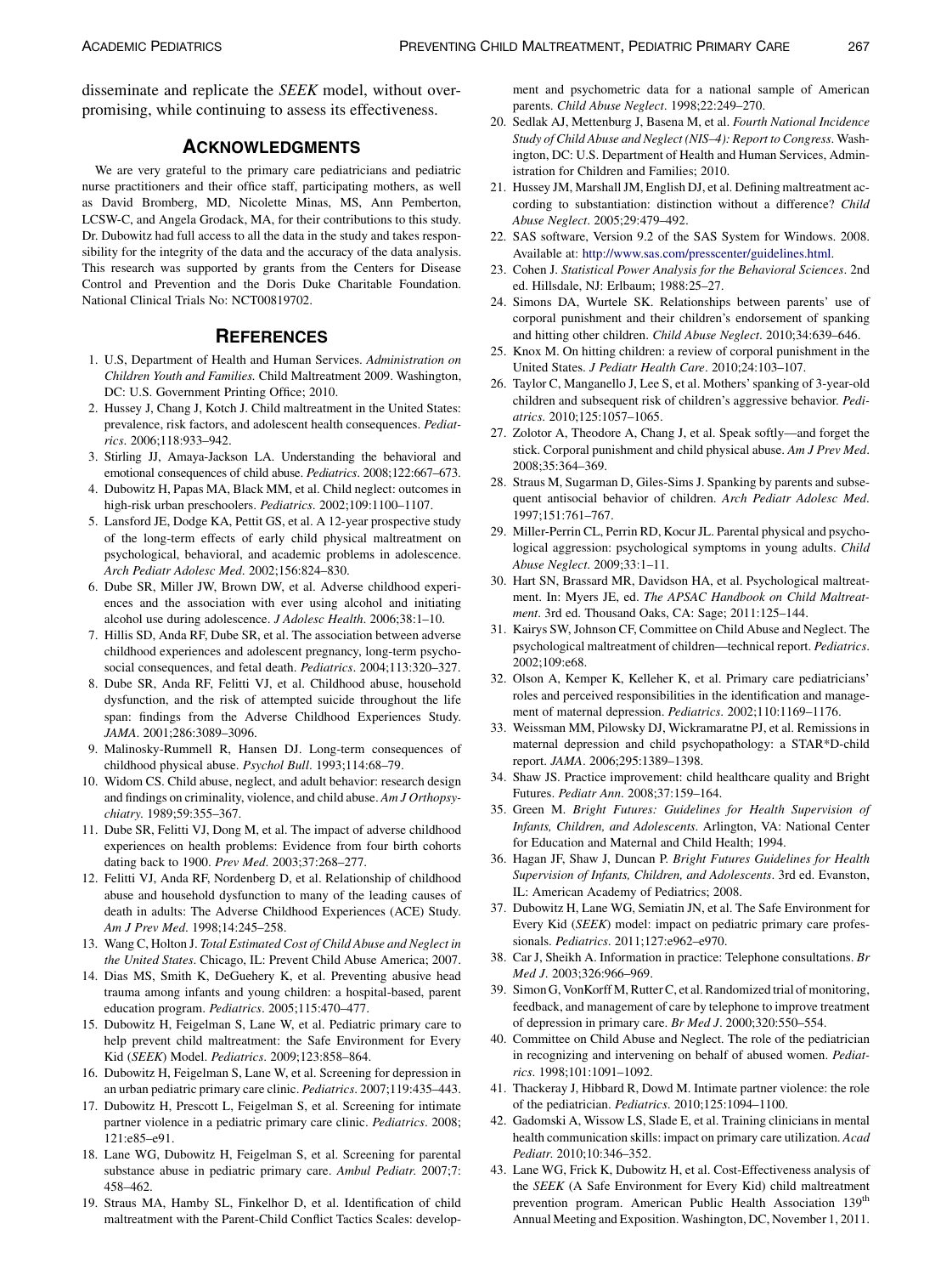disseminate and replicate the *SEEK* model, without overpromising, while continuing to assess its effectiveness.

## Acknowledgments

We are very grateful to the primary care pediatricians and pediatric nurse practitioners and their office staff, participating mothers, as well as David Bromberg, MD, Nicolette Minas, MS, Ann Pemberton, LCSW-C, and Angela Grodack, MA, for their contributions to this study. Dr. Dubowitz had full access to all the data in the study and takes responsibility for the integrity of the data and the accuracy of the data analysis. This research was supported by grants from the Centers for Disease Control and Prevention and the Doris Duke Charitable Foundation. National Clinical Trials No: NCT00819702.

## References

1. U.S, Department of Health and Human Services. *Administration on Children Youth and Families.* Child Maltreatment 2009. Washington, DC: U.S. Government Printing Office; 2010.
2. Hussey J, Chang J, Kotch J. Child maltreatment in the United States: prevalence, risk factors, and adolescent health consequences. *Pediatrics*. 2006;118:933–942.
3. Stirling JJ, Amaya-Jackson LA. Understanding the behavioral and emotional consequences of child abuse. *Pediatrics*. 2008;122:667–673.
4. Dubowitz H, Papas MA, Black MM, et al. Child neglect: outcomes in high-risk urban preschoolers. *Pediatrics*. 2002;109:1100–1107.
5. Lansford JE, Dodge KA, Pettit GS, et al. A 12-year prospective study of the long-term effects of early child physical maltreatment on psychological, behavioral, and academic problems in adolescence. *Arch Pediatr Adolesc Med*. 2002;156:824–830.
6. Dube SR, Miller JW, Brown DW, et al. Adverse childhood experiences and the association with ever using alcohol and initiating alcohol use during adolescence. *J Adolesc Health*. 2006;38:1–10.
7. Hillis SD, Anda RF, Dube SR, et al. The association between adverse childhood experiences and adolescent pregnancy, long-term psychosocial consequences, and fetal death. *Pediatrics*. 2004;113:320–327.
8. Dube SR, Anda RF, Felitti VJ, et al. Childhood abuse, household dysfunction, and the risk of attempted suicide throughout the life span: findings from the Adverse Childhood Experiences Study. *JAMA*. 2001;286:3089–3096.
9. Malinosky-Rummell R, Hansen DJ. Long-term consequences of childhood physical abuse. *Psychol Bull*. 1993;114:68–79.
10. Widom CS. Child abuse, neglect, and adult behavior: research design and findings on criminality, violence, and child abuse. *Am J Orthopsychiatry*. 1989;59:355–367.
11. Dube SR, Felitti VJ, Dong M, et al. The impact of adverse childhood experiences on health problems: Evidence from four birth cohorts dating back to 1900. *Prev Med*. 2003;37:268–277.
12. Felitti VJ, Anda RF, Nordenberg D, et al. Relationship of childhood abuse and household dysfunction to many of the leading causes of death in adults: The Adverse Childhood Experiences (ACE) Study. *Am J Prev Med*. 1998;14:245–258.
13. Wang C, Holton J. *Total Estimated Cost of Child Abuse and Neglect in the United States*. Chicago, IL: Prevent Child Abuse America; 2007.
14. Dias MS, Smith K, DeGuehery K, et al. Preventing abusive head trauma among infants and young children: a hospital-based, parent education program. *Pediatrics*. 2005;115:470–477.
15. Dubowitz H, Feigelman S, Lane W, et al. Pediatric primary care to help prevent child maltreatment: the Safe Environment for Every Kid (*SEEK*) Model. *Pediatrics*. 2009;123:858–864.
16. Dubowitz H, Feigelman S, Lane W, et al. Screening for depression in an urban pediatric primary care clinic. *Pediatrics*. 2007;119:435–443.
17. Dubowitz H, Prescott L, Feigelman S, et al. Screening for intimate partner violence in a pediatric primary care clinic. *Pediatrics*. 2008;121:e85–e91.
18. Lane WG, Dubowitz H, Feigelman S, et al. Screening for parental substance abuse in pediatric primary care. *Ambul Pediatr*. 2007;7:458–462.
19. Straus MA, Hamby SL, Finkelhor D, et al. Identification of child maltreatment with the Parent-Child Conflict Tactics Scales: development and psychometric data for a national sample of American parents. *Child Abuse Neglect*. 1998;22:249–270.
20. Sedlak AJ, Mettenburg J, Basena M, et al. *Fourth National Incidence Study of Child Abuse and Neglect (NIS–4): Report to Congress*. Washington, DC: U.S. Department of Health and Human Services, Administration for Children and Families; 2010.
21. Hussey JM, Marshall JM, English DJ, et al. Defining maltreatment according to substantiation: distinction without a difference? *Child Abuse Neglect*. 2005;29:479–492.
22. SAS software, Version 9.2 of the SAS System for Windows. 2008. Available at: http://www.sas.com/presscenter/guidelines.html.
23. Cohen J. *Statistical Power Analysis for the Behavioral Sciences*. 2nd ed. Hillsdale, NJ: Erlbaum; 1988:25–27.
24. Simons DA, Wurtele SK. Relationships between parents' use of corporal punishment and their children's endorsement of spanking and hitting other children. *Child Abuse Neglect*. 2010;34:639–646.
25. Knox M. On hitting children: a review of corporal punishment in the United States. *J Pediatr Health Care*. 2010;24:103–107.
26. Taylor C, Manganello J, Lee S, et al. Mothers' spanking of 3-year-old children and subsequent risk of children's aggressive behavior. *Pediatrics*. 2010;125:1057–1065.
27. Zolotor A, Theodore A, Chang J, et al. Speak softly—and forget the stick. Corporal punishment and child physical abuse. *Am J Prev Med*. 2008;35:364–369.
28. Straus M, Sugarman D, Giles-Sims J. Spanking by parents and subsequent antisocial behavior of children. *Arch Pediatr Adolesc Med*. 1997;151:761–767.
29. Miller-Perrin CL, Perrin RD, Kocur JL. Parental physical and psychological aggression: psychological symptoms in young adults. *Child Abuse Neglect*. 2009;33:1–11.
30. Hart SN, Brassard MR, Davidson HA, et al. Psychological maltreatment. In: Myers JE, ed. *The APSAC Handbook on Child Maltreatment*. 3rd ed. Thousand Oaks, CA: Sage; 2011:125–144.
31. Kairys SW, Johnson CF, Committee on Child Abuse and Neglect. The psychological maltreatment of children—technical report. *Pediatrics*. 2002;109:e68.
32. Olson A, Kemper K, Kelleher K, et al. Primary care pediatricians' roles and perceived responsibilities in the identification and management of maternal depression. *Pediatrics*. 2002;110:1169–1176.
33. Weissman MM, Pilowsky DJ, Wickramaratne PJ, et al. Remissions in maternal depression and child psychopathology: a STAR*D-child report. *JAMA*. 2006;295:1389–1398.
34. Shaw JS. Practice improvement: child healthcare quality and Bright Futures. *Pediatr Ann*. 2008;37:159–164.
35. Green M. *Bright Futures: Guidelines for Health Supervision of Infants, Children, and Adolescents*. Arlington, VA: National Center for Education and Maternal and Child Health; 1994.
36. Hagan JF, Shaw J, Duncan P. *Bright Futures Guidelines for Health Supervision of Infants, Children, and Adolescents*. 3rd ed. Evanston, IL: American Academy of Pediatrics; 2008.
37. Dubowitz H, Lane WG, Semiatin JN, et al. The Safe Environment for Every Kid (*SEEK*) model: impact on pediatric primary care professionals. *Pediatrics*. 2011;127:e962–e970.
38. Car J, Sheikh A. Information in practice: Telephone consultations. *Br Med J*. 2003;326:966–969.
39. Simon G, VonKorff M, Rutter C, et al. Randomized trial of monitoring, feedback, and management of care by telephone to improve treatment of depression in primary care. *Br Med J*. 2000;320:550–554.
40. Committee on Child Abuse and Neglect. The role of the pediatrician in recognizing and intervening on behalf of abused women. *Pediatrics*. 1998;101:1091–1092.
41. Thackeray J, Hibbard R, Dowd M. Intimate partner violence: the role of the pediatrician. *Pediatrics*. 2010;125:1094–1100.
42. Gadomski A, Wissow LS, Slade E, et al. Training clinicians in mental health communication skills: impact on primary care utilization. *Acad Pediatr*. 2010;10:346–352.
43. Lane WG, Frick K, Dubowitz H, et al. Cost-Effectiveness analysis of the *SEEK* (A Safe Environment for Every Kid) child maltreatment prevention program. American Public Health Association 139th Annual Meeting and Exposition. Washington, DC, November 1, 2011.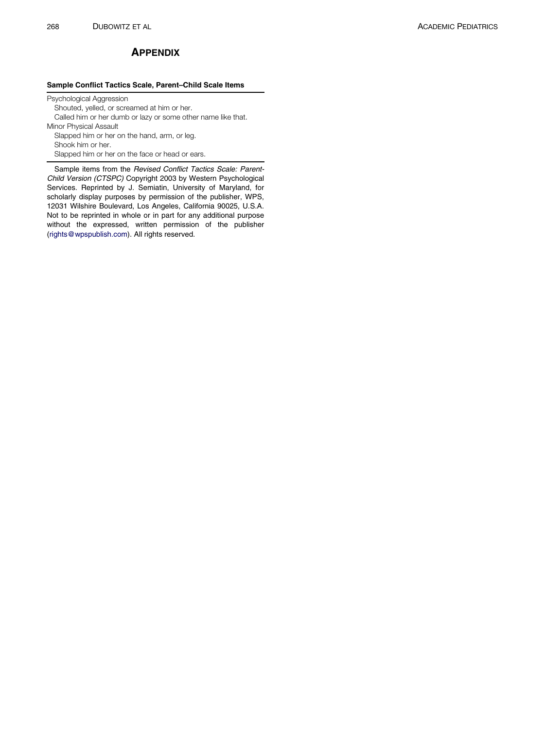# APPENDIX

**Sample Conflict Tactics Scale, Parent–Child Scale Items**

| | |
|---|---|
| Psychological Aggression | |
| | Shouted, yelled, or screamed at him or her. |
| | Called him or her dumb or lazy or some other name like that. |
| Minor Physical Assault | |
| | Slapped him or her on the hand, arm, or leg. |
| | Shook him or her. |
| | Slapped him or her on the face or head or ears. |

Sample items from the *Revised Conflict Tactics Scale: Parent-Child Version (CTSPC)* Copyright 2003 by Western Psychological Services. Reprinted by J. Semiatin, University of Maryland, for scholarly display purposes by permission of the publisher, WPS, 12031 Wilshire Boulevard, Los Angeles, California 90025, U.S.A. Not to be reprinted in whole or in part for any additional purpose without the expressed, written permission of the publisher (rights@wpspublish.com). All rights reserved.